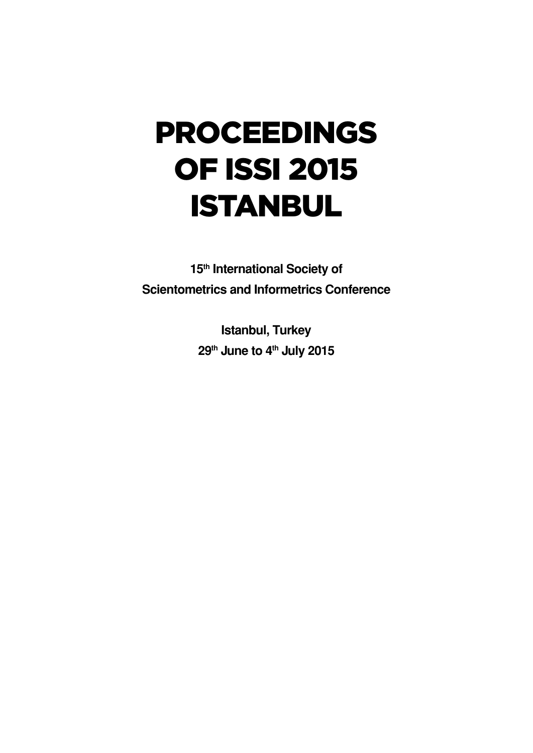# PROCEEDINGS OF ISSI 2015 ISTANBUL

**15th International Society of Scientometrics and Informetrics Conference**

**Istanbul, Turkey**
**29th June to 4th July 2015**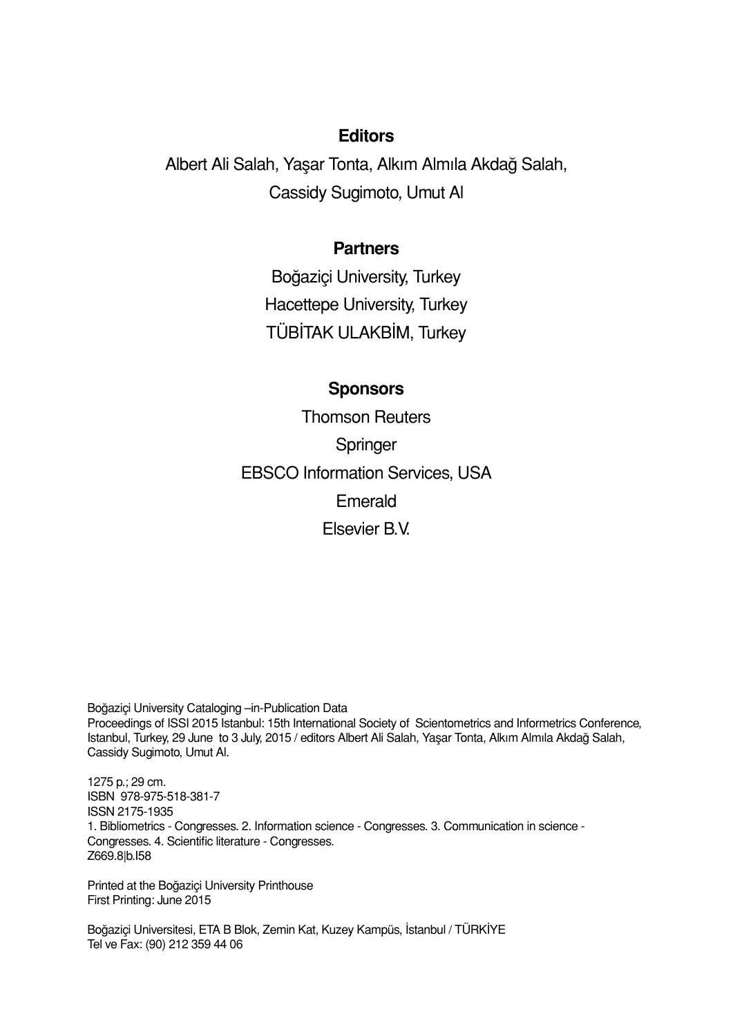**Editors**

Albert Ali Salah, Yaşar Tonta, Alkım Almıla Akdağ Salah,
Cassidy Sugimoto, Umut Al

**Partners**

Boğaziçi University, Turkey
Hacettepe University, Turkey
TÜBİTAK ULAKBİM, Turkey

**Sponsors**

Thomson Reuters
Springer
EBSCO Information Services, USA
Emerald
Elsevier B.V.

Boğaziçi University Cataloging –in-Publication Data
Proceedings of ISSI 2015 Istanbul: 15th International Society of Scientometrics and Informetrics Conference, Istanbul, Turkey, 29 June to 3 July, 2015 / editors Albert Ali Salah, Yaşar Tonta, Alkım Almıla Akdağ Salah, Cassidy Sugimoto, Umut Al.

1275 p.; 29 cm.
ISBN 978-975-518-381-7
ISSN 2175-1935
1. Bibliometrics - Congresses. 2. Information science - Congresses. 3. Communication in science - Congresses. 4. Scientific literature - Congresses.
Z669.8|b.I58

Printed at the Boğaziçi University Printhouse
First Printing: June 2015

Boğaziçi Universitesi, ETA B Blok, Zemin Kat, Kuzey Kampüs, İstanbul / TÜRKİYE
Tel ve Fax: (90) 212 359 44 06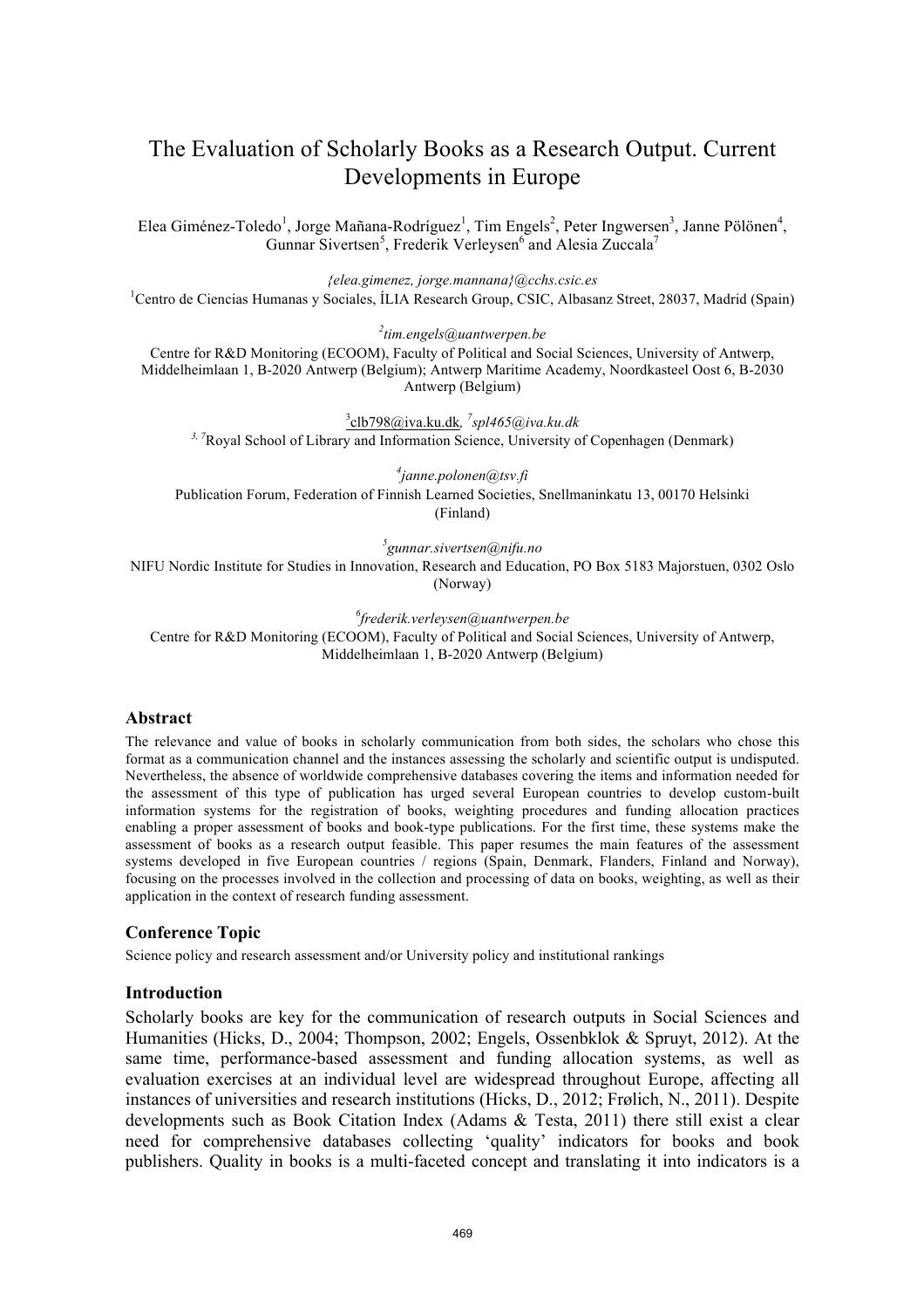# The Evaluation of Scholarly Books as a Research Output. Current Developments in Europe

Elea Giménez-Toledo[1], Jorge Mañana-Rodríguez[1], Tim Engels[2], Peter Ingwersen[3], Janne Pölönen[4], Gunnar Sivertsen[5], Frederik Verleysen[6] and Alesia Zuccala[7]

*{elea.gimenez, jorge.mannana}@cchs.csic.es*
[1]Centro de Ciencias Humanas y Sociales, ÍLIA Research Group, CSIC, Albasanz Street, 28037, Madrid (Spain)

[2]*tim.engels@uantwerpen.be*
Centre for R&D Monitoring (ECOOM), Faculty of Political and Social Sciences, University of Antwerp, Middelheimlaan 1, B-2020 Antwerp (Belgium); Antwerp Maritime Academy, Noordkasteel Oost 6, B-2030 Antwerp (Belgium)

[3]clb798@iva.ku.dk, [7]*spl465@iva.ku.dk*
[3, 7]Royal School of Library and Information Science, University of Copenhagen (Denmark)

[4]*janne.polonen@tsv.fi*
Publication Forum, Federation of Finnish Learned Societies, Snellmaninkatu 13, 00170 Helsinki (Finland)

[5]*gunnar.sivertsen@nifu.no*
NIFU Nordic Institute for Studies in Innovation, Research and Education, PO Box 5183 Majorstuen, 0302 Oslo (Norway)

[6]*frederik.verleysen@uantwerpen.be*
Centre for R&D Monitoring (ECOOM), Faculty of Political and Social Sciences, University of Antwerp, Middelheimlaan 1, B-2020 Antwerp (Belgium)

### Abstract

The relevance and value of books in scholarly communication from both sides, the scholars who chose this format as a communication channel and the instances assessing the scholarly and scientific output is undisputed. Nevertheless, the absence of worldwide comprehensive databases covering the items and information needed for the assessment of this type of publication has urged several European countries to develop custom-built information systems for the registration of books, weighting procedures and funding allocation practices enabling a proper assessment of books and book-type publications. For the first time, these systems make the assessment of books as a research output feasible. This paper resumes the main features of the assessment systems developed in five European countries / regions (Spain, Denmark, Flanders, Finland and Norway), focusing on the processes involved in the collection and processing of data on books, weighting, as well as their application in the context of research funding assessment.

### Conference Topic

Science policy and research assessment and/or University policy and institutional rankings

### Introduction

Scholarly books are key for the communication of research outputs in Social Sciences and Humanities (Hicks, D., 2004; Thompson, 2002; Engels, Ossenbklok & Spruyt, 2012). At the same time, performance-based assessment and funding allocation systems, as well as evaluation exercises at an individual level are widespread throughout Europe, affecting all instances of universities and research institutions (Hicks, D., 2012; Frølich, N., 2011). Despite developments such as Book Citation Index (Adams & Testa, 2011) there still exist a clear need for comprehensive databases collecting 'quality' indicators for books and book publishers. Quality in books is a multi-faceted concept and translating it into indicators is a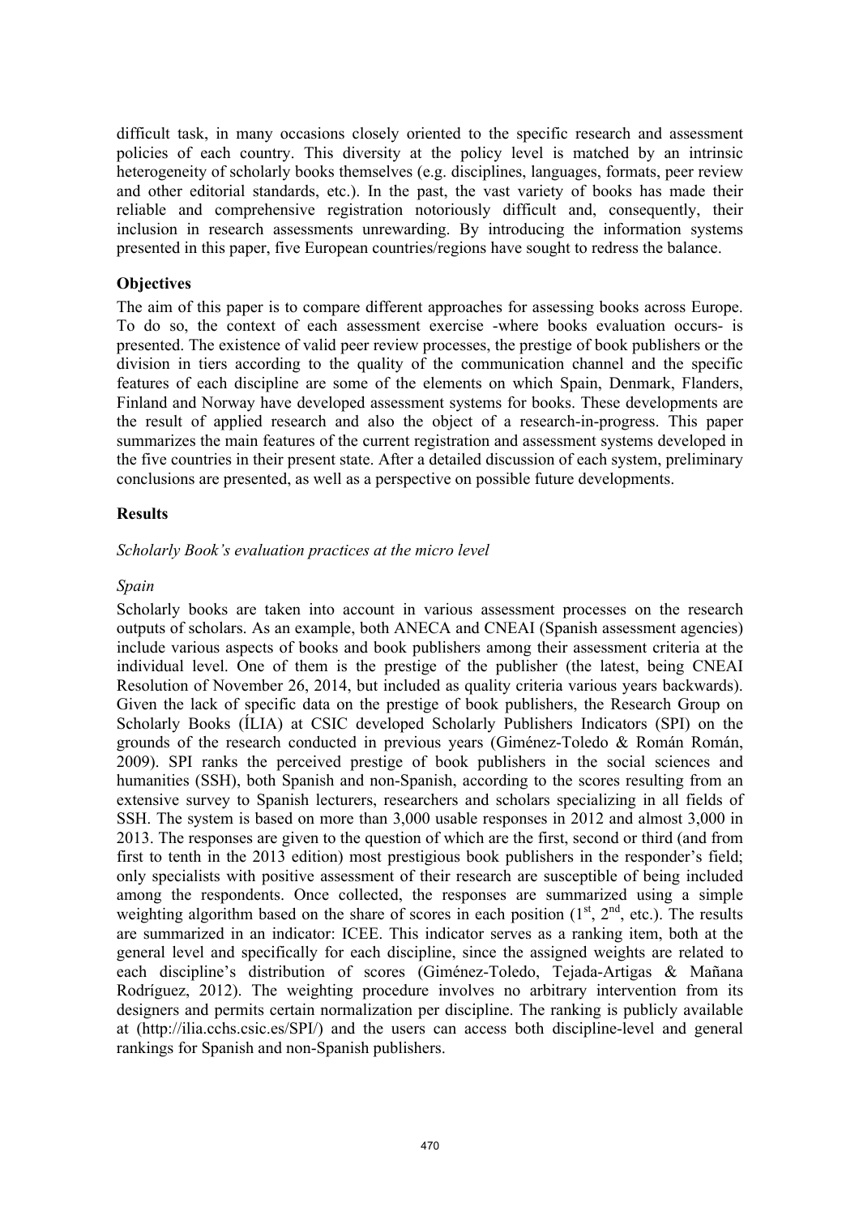difficult task, in many occasions closely oriented to the specific research and assessment policies of each country. This diversity at the policy level is matched by an intrinsic heterogeneity of scholarly books themselves (e.g. disciplines, languages, formats, peer review and other editorial standards, etc.). In the past, the vast variety of books has made their reliable and comprehensive registration notoriously difficult and, consequently, their inclusion in research assessments unrewarding. By introducing the information systems presented in this paper, five European countries/regions have sought to redress the balance.

## Objectives

The aim of this paper is to compare different approaches for assessing books across Europe. To do so, the context of each assessment exercise -where books evaluation occurs- is presented. The existence of valid peer review processes, the prestige of book publishers or the division in tiers according to the quality of the communication channel and the specific features of each discipline are some of the elements on which Spain, Denmark, Flanders, Finland and Norway have developed assessment systems for books. These developments are the result of applied research and also the object of a research-in-progress. This paper summarizes the main features of the current registration and assessment systems developed in the five countries in their present state. After a detailed discussion of each system, preliminary conclusions are presented, as well as a perspective on possible future developments.

## Results

### *Scholarly Book's evaluation practices at the micro level*

#### *Spain*

Scholarly books are taken into account in various assessment processes on the research outputs of scholars. As an example, both ANECA and CNEAI (Spanish assessment agencies) include various aspects of books and book publishers among their assessment criteria at the individual level. One of them is the prestige of the publisher (the latest, being CNEAI Resolution of November 26, 2014, but included as quality criteria various years backwards). Given the lack of specific data on the prestige of book publishers, the Research Group on Scholarly Books (ÍLIA) at CSIC developed Scholarly Publishers Indicators (SPI) on the grounds of the research conducted in previous years (Giménez-Toledo & Román Román, 2009). SPI ranks the perceived prestige of book publishers in the social sciences and humanities (SSH), both Spanish and non-Spanish, according to the scores resulting from an extensive survey to Spanish lecturers, researchers and scholars specializing in all fields of SSH. The system is based on more than 3,000 usable responses in 2012 and almost 3,000 in 2013. The responses are given to the question of which are the first, second or third (and from first to tenth in the 2013 edition) most prestigious book publishers in the responder's field; only specialists with positive assessment of their research are susceptible of being included among the respondents. Once collected, the responses are summarized using a simple weighting algorithm based on the share of scores in each position (1st, 2nd, etc.). The results are summarized in an indicator: ICEE. This indicator serves as a ranking item, both at the general level and specifically for each discipline, since the assigned weights are related to each discipline's distribution of scores (Giménez-Toledo, Tejada-Artigas & Mañana Rodríguez, 2012). The weighting procedure involves no arbitrary intervention from its designers and permits certain normalization per discipline. The ranking is publicly available at (http://ilia.cchs.csic.es/SPI/) and the users can access both discipline-level and general rankings for Spanish and non-Spanish publishers.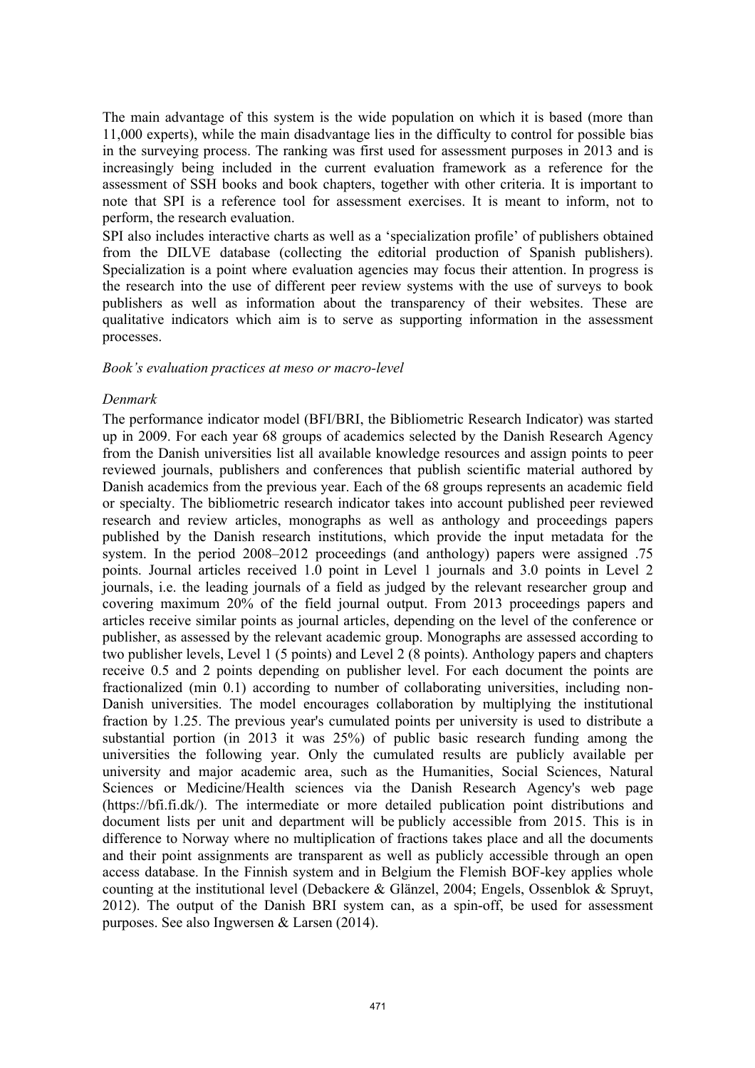The main advantage of this system is the wide population on which it is based (more than 11,000 experts), while the main disadvantage lies in the difficulty to control for possible bias in the surveying process. The ranking was first used for assessment purposes in 2013 and is increasingly being included in the current evaluation framework as a reference for the assessment of SSH books and book chapters, together with other criteria. It is important to note that SPI is a reference tool for assessment exercises. It is meant to inform, not to perform, the research evaluation.

SPI also includes interactive charts as well as a 'specialization profile' of publishers obtained from the DILVE database (collecting the editorial production of Spanish publishers). Specialization is a point where evaluation agencies may focus their attention. In progress is the research into the use of different peer review systems with the use of surveys to book publishers as well as information about the transparency of their websites. These are qualitative indicators which aim is to serve as supporting information in the assessment processes.

*Book's evaluation practices at meso or macro-level*

*Denmark*

The performance indicator model (BFI/BRI, the Bibliometric Research Indicator) was started up in 2009. For each year 68 groups of academics selected by the Danish Research Agency from the Danish universities list all available knowledge resources and assign points to peer reviewed journals, publishers and conferences that publish scientific material authored by Danish academics from the previous year. Each of the 68 groups represents an academic field or specialty. The bibliometric research indicator takes into account published peer reviewed research and review articles, monographs as well as anthology and proceedings papers published by the Danish research institutions, which provide the input metadata for the system. In the period 2008–2012 proceedings (and anthology) papers were assigned .75 points. Journal articles received 1.0 point in Level 1 journals and 3.0 points in Level 2 journals, i.e. the leading journals of a field as judged by the relevant researcher group and covering maximum 20% of the field journal output. From 2013 proceedings papers and articles receive similar points as journal articles, depending on the level of the conference or publisher, as assessed by the relevant academic group. Monographs are assessed according to two publisher levels, Level 1 (5 points) and Level 2 (8 points). Anthology papers and chapters receive 0.5 and 2 points depending on publisher level. For each document the points are fractionalized (min 0.1) according to number of collaborating universities, including non-Danish universities. The model encourages collaboration by multiplying the institutional fraction by 1.25. The previous year's cumulated points per university is used to distribute a substantial portion (in 2013 it was 25%) of public basic research funding among the universities the following year. Only the cumulated results are publicly available per university and major academic area, such as the Humanities, Social Sciences, Natural Sciences or Medicine/Health sciences via the Danish Research Agency's web page (https://bfi.fi.dk/). The intermediate or more detailed publication point distributions and document lists per unit and department will be publicly accessible from 2015. This is in difference to Norway where no multiplication of fractions takes place and all the documents and their point assignments are transparent as well as publicly accessible through an open access database. In the Finnish system and in Belgium the Flemish BOF-key applies whole counting at the institutional level (Debackere & Glänzel, 2004; Engels, Ossenblok & Spruyt, 2012). The output of the Danish BRI system can, as a spin-off, be used for assessment purposes. See also Ingwersen & Larsen (2014).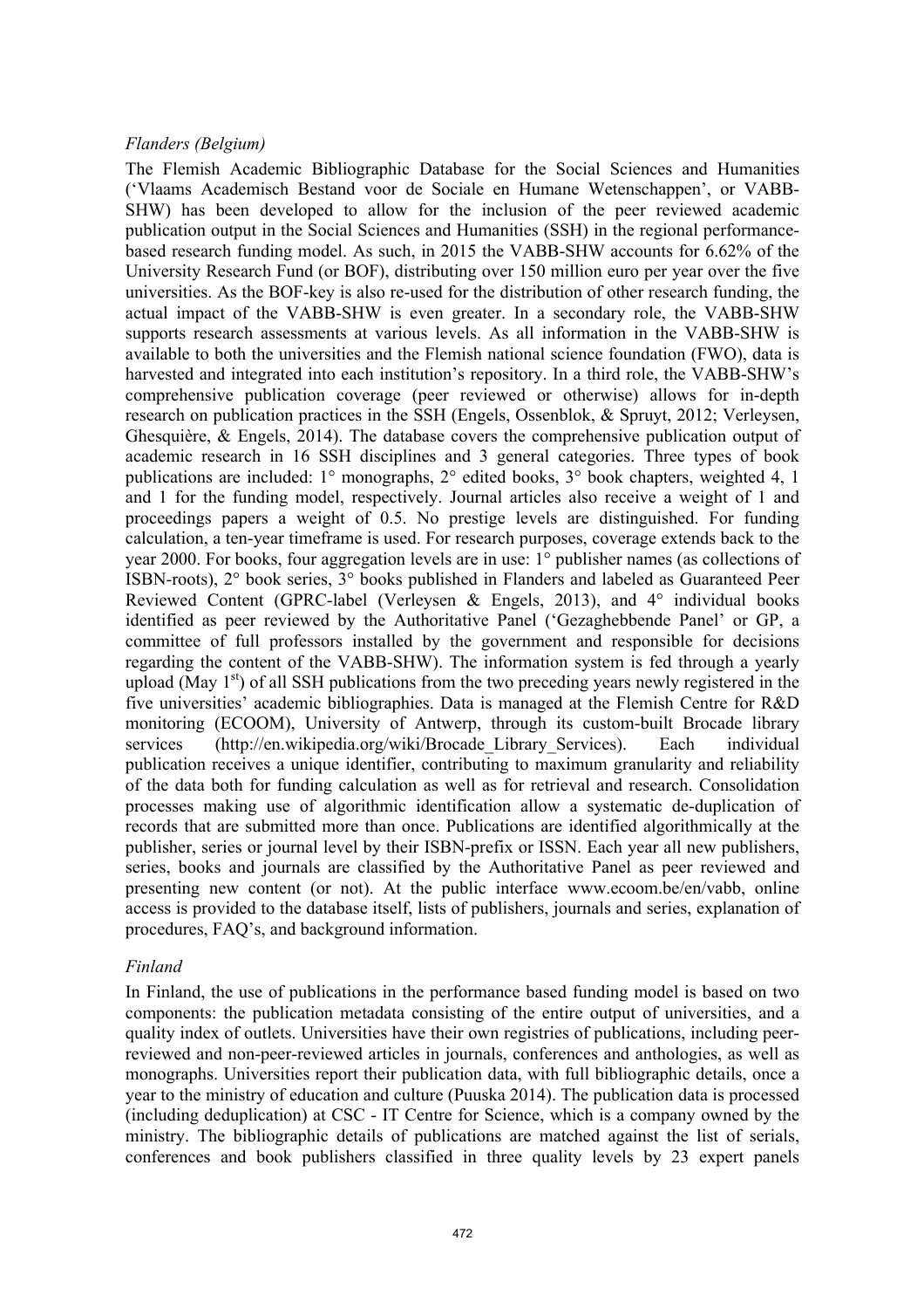*Flanders (Belgium)*

The Flemish Academic Bibliographic Database for the Social Sciences and Humanities ('Vlaams Academisch Bestand voor de Sociale en Humane Wetenschappen', or VABB-SHW) has been developed to allow for the inclusion of the peer reviewed academic publication output in the Social Sciences and Humanities (SSH) in the regional performance-based research funding model. As such, in 2015 the VABB-SHW accounts for 6.62% of the University Research Fund (or BOF), distributing over 150 million euro per year over the five universities. As the BOF-key is also re-used for the distribution of other research funding, the actual impact of the VABB-SHW is even greater. In a secondary role, the VABB-SHW supports research assessments at various levels. As all information in the VABB-SHW is available to both the universities and the Flemish national science foundation (FWO), data is harvested and integrated into each institution's repository. In a third role, the VABB-SHW's comprehensive publication coverage (peer reviewed or otherwise) allows for in-depth research on publication practices in the SSH (Engels, Ossenblok, & Spruyt, 2012; Verleysen, Ghesquière, & Engels, 2014). The database covers the comprehensive publication output of academic research in 16 SSH disciplines and 3 general categories. Three types of book publications are included: 1° monographs, 2° edited books, 3° book chapters, weighted 4, 1 and 1 for the funding model, respectively. Journal articles also receive a weight of 1 and proceedings papers a weight of 0.5. No prestige levels are distinguished. For funding calculation, a ten-year timeframe is used. For research purposes, coverage extends back to the year 2000. For books, four aggregation levels are in use: 1° publisher names (as collections of ISBN-roots), 2° book series, 3° books published in Flanders and labeled as Guaranteed Peer Reviewed Content (GPRC-label (Verleysen & Engels, 2013), and 4° individual books identified as peer reviewed by the Authoritative Panel ('Gezaghebbende Panel' or GP, a committee of full professors installed by the government and responsible for decisions regarding the content of the VABB-SHW). The information system is fed through a yearly upload (May 1st) of all SSH publications from the two preceding years newly registered in the five universities' academic bibliographies. Data is managed at the Flemish Centre for R&D monitoring (ECOOM), University of Antwerp, through its custom-built Brocade library services (http://en.wikipedia.org/wiki/Brocade_Library_Services). Each individual publication receives a unique identifier, contributing to maximum granularity and reliability of the data both for funding calculation as well as for retrieval and research. Consolidation processes making use of algorithmic identification allow a systematic de-duplication of records that are submitted more than once. Publications are identified algorithmically at the publisher, series or journal level by their ISBN-prefix or ISSN. Each year all new publishers, series, books and journals are classified by the Authoritative Panel as peer reviewed and presenting new content (or not). At the public interface www.ecoom.be/en/vabb, online access is provided to the database itself, lists of publishers, journals and series, explanation of procedures, FAQ's, and background information.

*Finland*

In Finland, the use of publications in the performance based funding model is based on two components: the publication metadata consisting of the entire output of universities, and a quality index of outlets. Universities have their own registries of publications, including peer-reviewed and non-peer-reviewed articles in journals, conferences and anthologies, as well as monographs. Universities report their publication data, with full bibliographic details, once a year to the ministry of education and culture (Puuska 2014). The publication data is processed (including deduplication) at CSC - IT Centre for Science, which is a company owned by the ministry. The bibliographic details of publications are matched against the list of serials, conferences and book publishers classified in three quality levels by 23 expert panels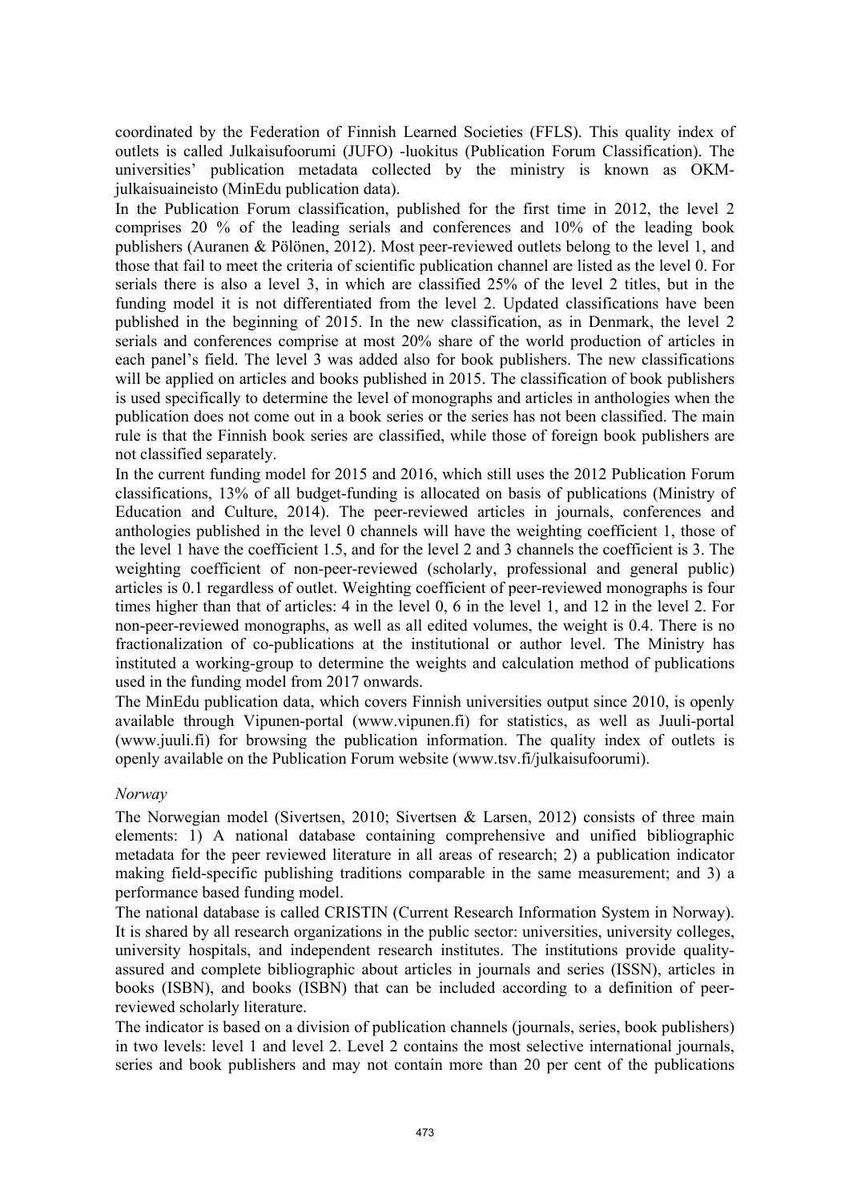coordinated by the Federation of Finnish Learned Societies (FFLS). This quality index of outlets is called Julkaisufoorumi (JUFO) -luokitus (Publication Forum Classification). The universities' publication metadata collected by the ministry is known as OKM-julkaisuaineisto (MinEdu publication data).

In the Publication Forum classification, published for the first time in 2012, the level 2 comprises 20 % of the leading serials and conferences and 10% of the leading book publishers (Auranen & Pölönen, 2012). Most peer-reviewed outlets belong to the level 1, and those that fail to meet the criteria of scientific publication channel are listed as the level 0. For serials there is also a level 3, in which are classified 25% of the level 2 titles, but in the funding model it is not differentiated from the level 2. Updated classifications have been published in the beginning of 2015. In the new classification, as in Denmark, the level 2 serials and conferences comprise at most 20% share of the world production of articles in each panel's field. The level 3 was added also for book publishers. The new classifications will be applied on articles and books published in 2015. The classification of book publishers is used specifically to determine the level of monographs and articles in anthologies when the publication does not come out in a book series or the series has not been classified. The main rule is that the Finnish book series are classified, while those of foreign book publishers are not classified separately.

In the current funding model for 2015 and 2016, which still uses the 2012 Publication Forum classifications, 13% of all budget-funding is allocated on basis of publications (Ministry of Education and Culture, 2014). The peer-reviewed articles in journals, conferences and anthologies published in the level 0 channels will have the weighting coefficient 1, those of the level 1 have the coefficient 1.5, and for the level 2 and 3 channels the coefficient is 3. The weighting coefficient of non-peer-reviewed (scholarly, professional and general public) articles is 0.1 regardless of outlet. Weighting coefficient of peer-reviewed monographs is four times higher than that of articles: 4 in the level 0, 6 in the level 1, and 12 in the level 2. For non-peer-reviewed monographs, as well as all edited volumes, the weight is 0.4. There is no fractionalization of co-publications at the institutional or author level. The Ministry has instituted a working-group to determine the weights and calculation method of publications used in the funding model from 2017 onwards.

The MinEdu publication data, which covers Finnish universities output since 2010, is openly available through Vipunen-portal (www.vipunen.fi) for statistics, as well as Juuli-portal (www.juuli.fi) for browsing the publication information. The quality index of outlets is openly available on the Publication Forum website (www.tsv.fi/julkaisufoorumi).

*Norway*

The Norwegian model (Sivertsen, 2010; Sivertsen & Larsen, 2012) consists of three main elements: 1) A national database containing comprehensive and unified bibliographic metadata for the peer reviewed literature in all areas of research; 2) a publication indicator making field-specific publishing traditions comparable in the same measurement; and 3) a performance based funding model.

The national database is called CRISTIN (Current Research Information System in Norway). It is shared by all research organizations in the public sector: universities, university colleges, university hospitals, and independent research institutes. The institutions provide quality-assured and complete bibliographic about articles in journals and series (ISSN), articles in books (ISBN), and books (ISBN) that can be included according to a definition of peer-reviewed scholarly literature.

The indicator is based on a division of publication channels (journals, series, book publishers) in two levels: level 1 and level 2. Level 2 contains the most selective international journals, series and book publishers and may not contain more than 20 per cent of the publications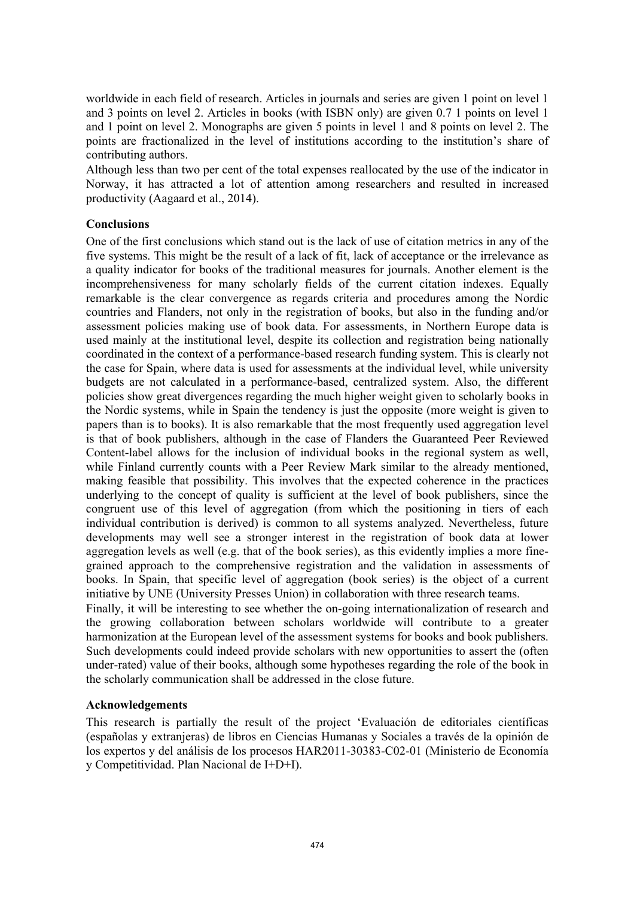worldwide in each field of research. Articles in journals and series are given 1 point on level 1 and 3 points on level 2. Articles in books (with ISBN only) are given 0.7 1 points on level 1 and 1 point on level 2. Monographs are given 5 points in level 1 and 8 points on level 2. The points are fractionalized in the level of institutions according to the institution's share of contributing authors.

Although less than two per cent of the total expenses reallocated by the use of the indicator in Norway, it has attracted a lot of attention among researchers and resulted in increased productivity (Aagaard et al., 2014).

### Conclusions

One of the first conclusions which stand out is the lack of use of citation metrics in any of the five systems. This might be the result of a lack of fit, lack of acceptance or the irrelevance as a quality indicator for books of the traditional measures for journals. Another element is the incomprehensiveness for many scholarly fields of the current citation indexes. Equally remarkable is the clear convergence as regards criteria and procedures among the Nordic countries and Flanders, not only in the registration of books, but also in the funding and/or assessment policies making use of book data. For assessments, in Northern Europe data is used mainly at the institutional level, despite its collection and registration being nationally coordinated in the context of a performance-based research funding system. This is clearly not the case for Spain, where data is used for assessments at the individual level, while university budgets are not calculated in a performance-based, centralized system. Also, the different policies show great divergences regarding the much higher weight given to scholarly books in the Nordic systems, while in Spain the tendency is just the opposite (more weight is given to papers than is to books). It is also remarkable that the most frequently used aggregation level is that of book publishers, although in the case of Flanders the Guaranteed Peer Reviewed Content-label allows for the inclusion of individual books in the regional system as well, while Finland currently counts with a Peer Review Mark similar to the already mentioned, making feasible that possibility. This involves that the expected coherence in the practices underlying to the concept of quality is sufficient at the level of book publishers, since the congruent use of this level of aggregation (from which the positioning in tiers of each individual contribution is derived) is common to all systems analyzed. Nevertheless, future developments may well see a stronger interest in the registration of book data at lower aggregation levels as well (e.g. that of the book series), as this evidently implies a more fine-grained approach to the comprehensive registration and the validation in assessments of books. In Spain, that specific level of aggregation (book series) is the object of a current initiative by UNE (University Presses Union) in collaboration with three research teams.

Finally, it will be interesting to see whether the on-going internationalization of research and the growing collaboration between scholars worldwide will contribute to a greater harmonization at the European level of the assessment systems for books and book publishers. Such developments could indeed provide scholars with new opportunities to assert the (often under-rated) value of their books, although some hypotheses regarding the role of the book in the scholarly communication shall be addressed in the close future.

### Acknowledgements

This research is partially the result of the project 'Evaluación de editoriales científicas (españolas y extranjeras) de libros en Ciencias Humanas y Sociales a través de la opinión de los expertos y del análisis de los procesos HAR2011-30383-C02-01 (Ministerio de Economía y Competitividad. Plan Nacional de I+D+I).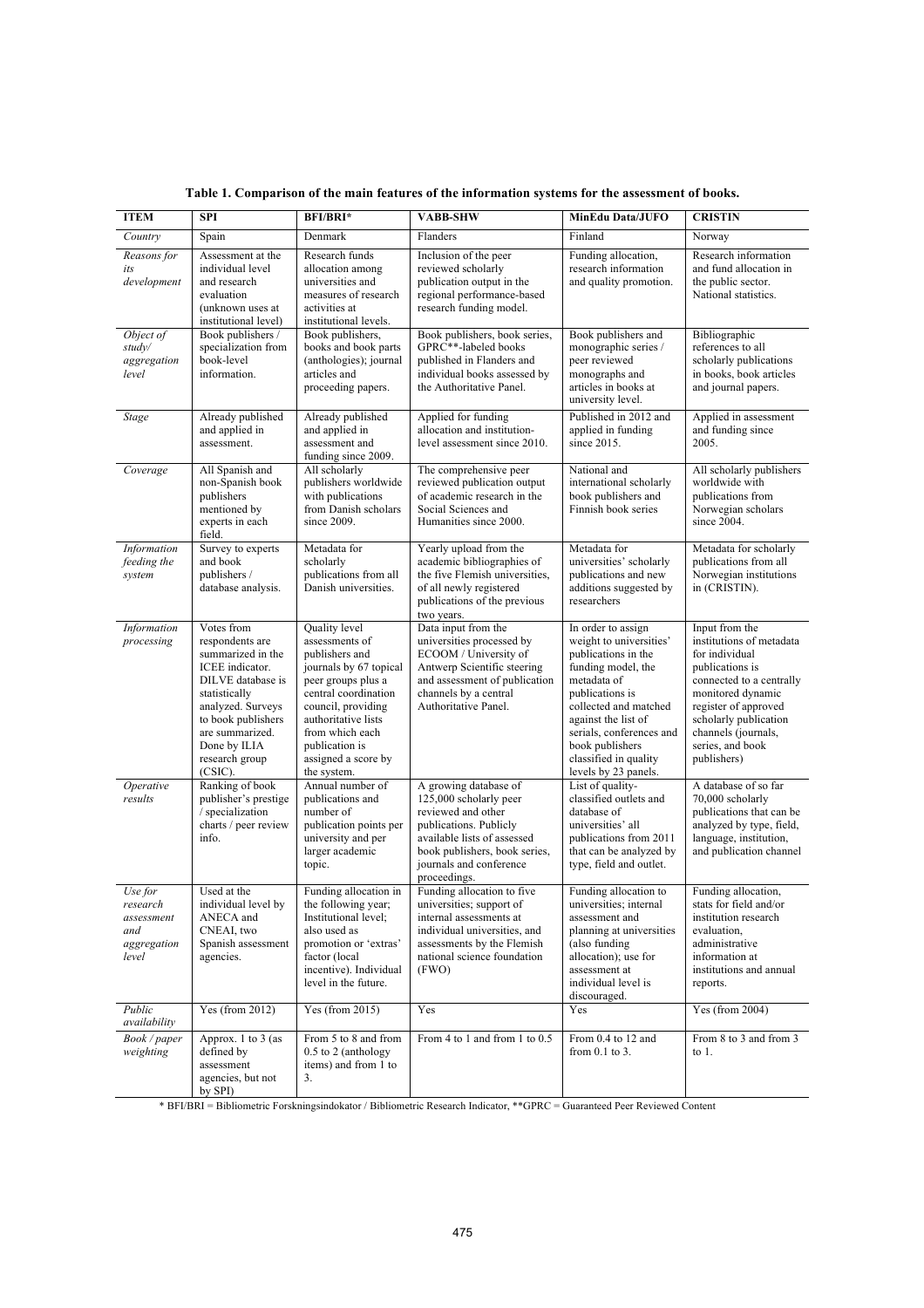**Table 1. Comparison of the main features of the information systems for the assessment of books.**

| ITEM | SPI | BFI/BRI* | VABB-SHW | MinEdu Data/JUFO | CRISTIN |
|---|---|---|---|---|---|
| *Country* | Spain | Denmark | Flanders | Finland | Norway |
| *Reasons for its development* | Assessment at the individual level and research evaluation (unknown uses at institutional level) | Research funds allocation among universities and measures of research activities at institutional levels. | Inclusion of the peer reviewed scholarly publication output in the regional performance-based research funding model. | Funding allocation, research information and quality promotion. | Research information and fund allocation in the public sector. National statistics. |
| *Object of study/ aggregation level* | Book publishers / specialization from book-level information. | Book publishers, books and book parts (anthologies); journal articles and proceeding papers. | Book publishers, book series, GPRC**-labeled books published in Flanders and individual books assessed by the Authoritative Panel. | Book publishers and monographic series / peer reviewed monographs and articles in books at university level. | Bibliographic references to all scholarly publications in books, book articles and journal papers. |
| *Stage* | Already published and applied in assessment. | Already published and applied in assessment and funding since 2009. | Applied for funding allocation and institution-level assessment since 2010. | Published in 2012 and applied in funding since 2015. | Applied in assessment and funding since 2005. |
| *Coverage* | All Spanish and non-Spanish book publishers mentioned by experts in each field. | All scholarly publishers worldwide with publications from Danish scholars since 2009. | The comprehensive peer reviewed publication output of academic research in the Social Sciences and Humanities since 2000. | National and international scholarly book publishers and Finnish book series | All scholarly publishers worldwide with publications from Norwegian scholars since 2004. |
| *Information feeding the system* | Survey to experts and book publishers / database analysis. | Metadata for scholarly publications from all Danish universities. | Yearly upload from the academic bibliographies of the five Flemish universities, of all newly registered publications of the previous two years. | Metadata for universities' scholarly publications and new additions suggested by researchers | Metadata for scholarly publications from all Norwegian institutions in (CRISTIN). |
| *Information processing* | Votes from respondents are summarized in the ICEE indicator. DILVE database is statistically analyzed. Surveys to book publishers are summarized. Done by ILIA research group (CSIC). | Quality level assessments of publishers and journals by 67 topical peer groups plus a central coordination council, providing authoritative lists from which each publication is assigned a score by the system. | Data input from the universities processed by ECOOM / University of Antwerp Scientific steering and assessment of publication channels by a central Authoritative Panel. | In order to assign weight to universities' publications in the funding model, the metadata of publications is collected and matched against the list of serials, conferences and book publishers classified in quality levels by 23 panels. | Input from the institutions of metadata for individual publications is connected to a centrally monitored dynamic register of approved scholarly publication channels (journals, series, and book publishers) |
| *Operative results* | Ranking of book publisher's prestige / specialization charts / peer review info. | Annual number of publications and number of publication points per university and per larger academic topic. | A growing database of 125,000 scholarly peer reviewed and other publications. Publicly available lists of assessed book publishers, book series, journals and conference proceedings. | List of quality-classified outlets and database of universities' all publications from 2011 that can be analyzed by type, field and outlet. | A database of so far 70,000 scholarly publications that can be analyzed by type, field, language, institution, and publication channel |
| *Use for research assessment and aggregation level* | Used at the individual level by ANECA and CNEAI, two Spanish assessment agencies. | Funding allocation in the following year; Institutional level; also used as promotion or 'extras' factor (local incentive). Individual level in the future. | Funding allocation to five universities; support of internal assessments at individual universities, and assessments by the Flemish national science foundation (FWO) | Funding allocation to universities; internal assessment and planning at universities (also funding allocation); use for assessment at individual level is discouraged. | Funding allocation, stats for field and/or institution research evaluation, administrative information at institutions and annual reports. |
| *Public availability* | Yes (from 2012) | Yes (from 2015) | Yes | Yes | Yes (from 2004) |
| *Book / paper weighting* | Approx. 1 to 3 (as defined by assessment agencies, but not by SPI) | From 5 to 8 and from 0.5 to 2 (anthology items) and from 1 to 3. | From 4 to 1 and from 1 to 0.5 | From 0.4 to 12 and from 0.1 to 3. | From 8 to 3 and from 3 to 1. |

\* BFI/BRI = Bibliometric Forskningsindokator / Bibliometric Research Indicator, **GPRC = Guaranteed Peer Reviewed Content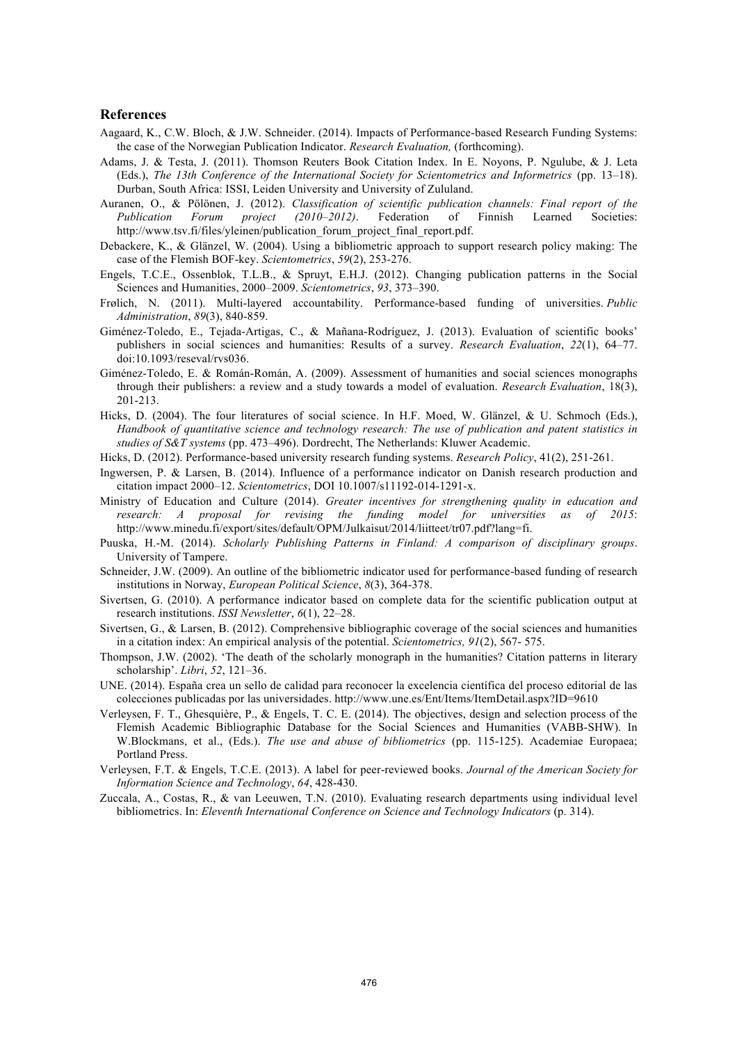## References

Aagaard, K., C.W. Bloch, & J.W. Schneider. (2014). Impacts of Performance-based Research Funding Systems: the case of the Norwegian Publication Indicator. *Research Evaluation,* (forthcoming).

Adams, J. & Testa, J. (2011). Thomson Reuters Book Citation Index. In E. Noyons, P. Ngulube, & J. Leta (Eds.), *The 13th Conference of the International Society for Scientometrics and Informetrics* (pp. 13–18). Durban, South Africa: ISSI, Leiden University and University of Zululand.

Auranen, O., & Pölönen, J. (2012). *Classification of scientific publication channels: Final report of the Publication Forum project (2010–2012)*. Federation of Finnish Learned Societies: http://www.tsv.fi/files/yleinen/publication_forum_project_final_report.pdf.

Debackere, K., & Glänzel, W. (2004). Using a bibliometric approach to support research policy making: The case of the Flemish BOF-key. *Scientometrics*, *59*(2), 253-276.

Engels, T.C.E., Ossenblok, T.L.B., & Spruyt, E.H.J. (2012). Changing publication patterns in the Social Sciences and Humanities, 2000–2009. *Scientometrics*, *93*, 373–390.

Frølich, N. (2011). Multi-layered accountability. Performance-based funding of universities. *Public Administration*, *89*(3), 840-859.

Giménez-Toledo, E., Tejada-Artigas, C., & Mañana-Rodríguez, J. (2013). Evaluation of scientific books' publishers in social sciences and humanities: Results of a survey. *Research Evaluation*, *22*(1), 64–77. doi:10.1093/reseval/rvs036.

Giménez-Toledo, E. & Román-Román, A. (2009). Assessment of humanities and social sciences monographs through their publishers: a review and a study towards a model of evaluation. *Research Evaluation*, 18(3), 201-213.

Hicks, D. (2004). The four literatures of social science. In H.F. Moed, W. Glänzel, & U. Schmoch (Eds.), *Handbook of quantitative science and technology research: The use of publication and patent statistics in studies of S&T systems* (pp. 473–496). Dordrecht, The Netherlands: Kluwer Academic.

Hicks, D. (2012). Performance-based university research funding systems. *Research Policy*, 41(2), 251-261.

Ingwersen, P. & Larsen, B. (2014). Influence of a performance indicator on Danish research production and citation impact 2000–12. *Scientometrics*, DOI 10.1007/s11192-014-1291-x.

Ministry of Education and Culture (2014). *Greater incentives for strengthening quality in education and research: A proposal for revising the funding model for universities as of 2015*: http://www.minedu.fi/export/sites/default/OPM/Julkaisut/2014/liitteet/tr07.pdf?lang=fi.

Puuska, H.-M. (2014). *Scholarly Publishing Patterns in Finland: A comparison of disciplinary groups*. University of Tampere.

Schneider, J.W. (2009). An outline of the bibliometric indicator used for performance-based funding of research institutions in Norway, *European Political Science*, *8*(3), 364-378.

Sivertsen, G. (2010). A performance indicator based on complete data for the scientific publication output at research institutions. *ISSI Newsletter*, *6*(1), 22–28.

Sivertsen, G., & Larsen, B. (2012). Comprehensive bibliographic coverage of the social sciences and humanities in a citation index: An empirical analysis of the potential. *Scientometrics, 91*(2), 567- 575.

Thompson, J.W. (2002). 'The death of the scholarly monograph in the humanities? Citation patterns in literary scholarship'. *Libri*, *52*, 121–36.

UNE. (2014). España crea un sello de calidad para reconocer la excelencia científica del proceso editorial de las colecciones publicadas por las universidades. http://www.une.es/Ent/Items/ItemDetail.aspx?ID=9610

Verleysen, F. T., Ghesquière, P., & Engels, T. C. E. (2014). The objectives, design and selection process of the Flemish Academic Bibliographic Database for the Social Sciences and Humanities (VABB-SHW). In W.Blockmans, et al., (Eds.). *The use and abuse of bibliometrics* (pp. 115-125). Academiae Europaea; Portland Press.

Verleysen, F.T. & Engels, T.C.E. (2013). A label for peer-reviewed books. *Journal of the American Society for Information Science and Technology*, *64*, 428-430.

Zuccala, A., Costas, R., & van Leeuwen, T.N. (2010). Evaluating research departments using individual level bibliometrics. In: *Eleventh International Conference on Science and Technology Indicators* (p. 314).